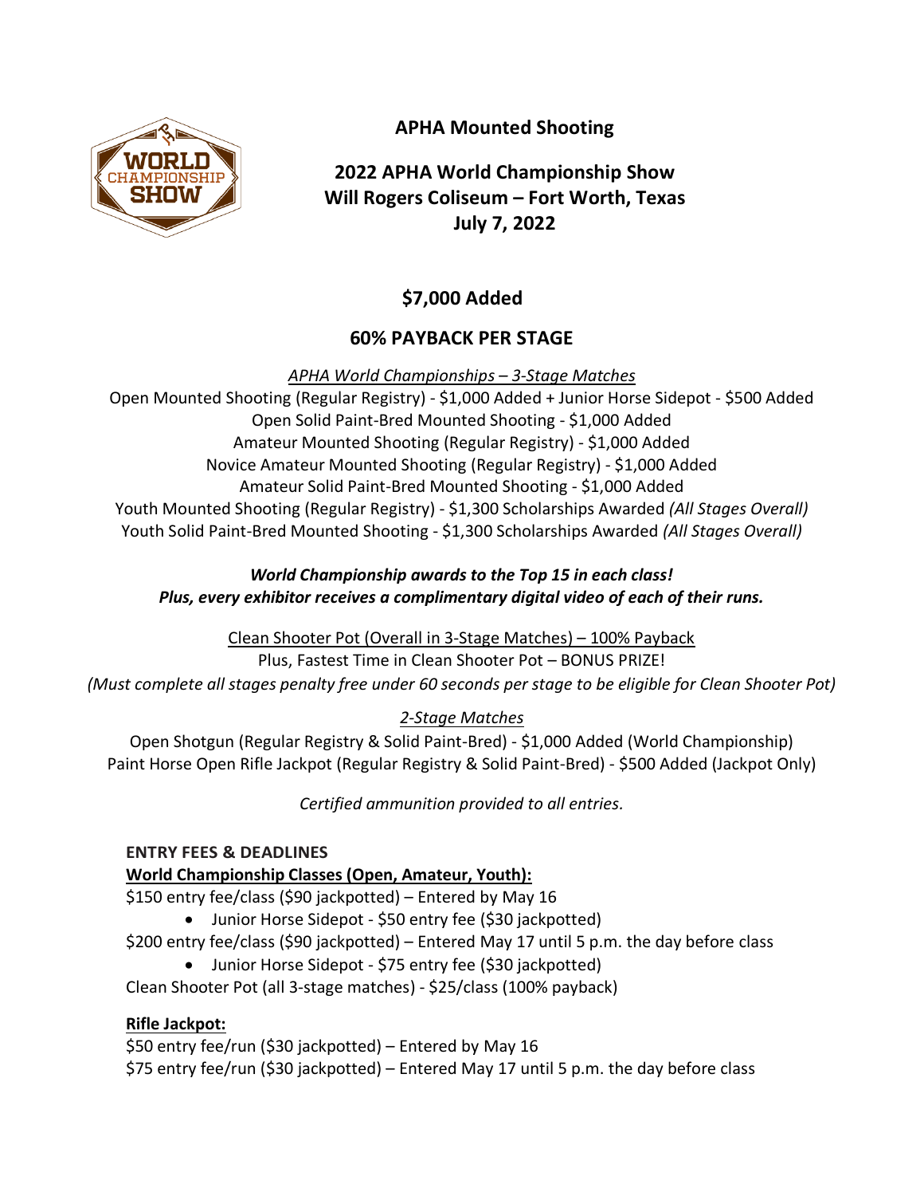# APHA Mounted Shooting

## 2022 APHA World Championship Show
## Will Rogers Coliseum – Fort Worth, Texas
## July 7, 2022

## $7,000 Added

## 60% PAYBACK PER STAGE

*APHA World Championships – 3-Stage Matches*

Open Mounted Shooting (Regular Registry) - $1,000 Added + Junior Horse Sidepot - $500 Added
Open Solid Paint-Bred Mounted Shooting - $1,000 Added
Amateur Mounted Shooting (Regular Registry) - $1,000 Added
Novice Amateur Mounted Shooting (Regular Registry) - $1,000 Added
Amateur Solid Paint-Bred Mounted Shooting - $1,000 Added
Youth Mounted Shooting (Regular Registry) - $1,300 Scholarships Awarded *(All Stages Overall)*
Youth Solid Paint-Bred Mounted Shooting - $1,300 Scholarships Awarded *(All Stages Overall)*

***World Championship awards to the Top 15 in each class!***
***Plus, every exhibitor receives a complimentary digital video of each of their runs.***

Clean Shooter Pot (Overall in 3-Stage Matches) – 100% Payback
Plus, Fastest Time in Clean Shooter Pot – BONUS PRIZE!
*(Must complete all stages penalty free under 60 seconds per stage to be eligible for Clean Shooter Pot)*

*2-Stage Matches*

Open Shotgun (Regular Registry & Solid Paint-Bred) - $1,000 Added (World Championship)
Paint Horse Open Rifle Jackpot (Regular Registry & Solid Paint-Bred) - $500 Added (Jackpot Only)

*Certified ammunition provided to all entries.*

### ENTRY FEES & DEADLINES

**World Championship Classes (Open, Amateur, Youth):**

$150 entry fee/class ($90 jackpotted) – Entered by May 16

- Junior Horse Sidepot - $50 entry fee ($30 jackpotted)

$200 entry fee/class ($90 jackpotted) – Entered May 17 until 5 p.m. the day before class

- Junior Horse Sidepot - $75 entry fee ($30 jackpotted)

Clean Shooter Pot (all 3-stage matches) - $25/class (100% payback)

**Rifle Jackpot:**

$50 entry fee/run ($30 jackpotted) – Entered by May 16
$75 entry fee/run ($30 jackpotted) – Entered May 17 until 5 p.m. the day before class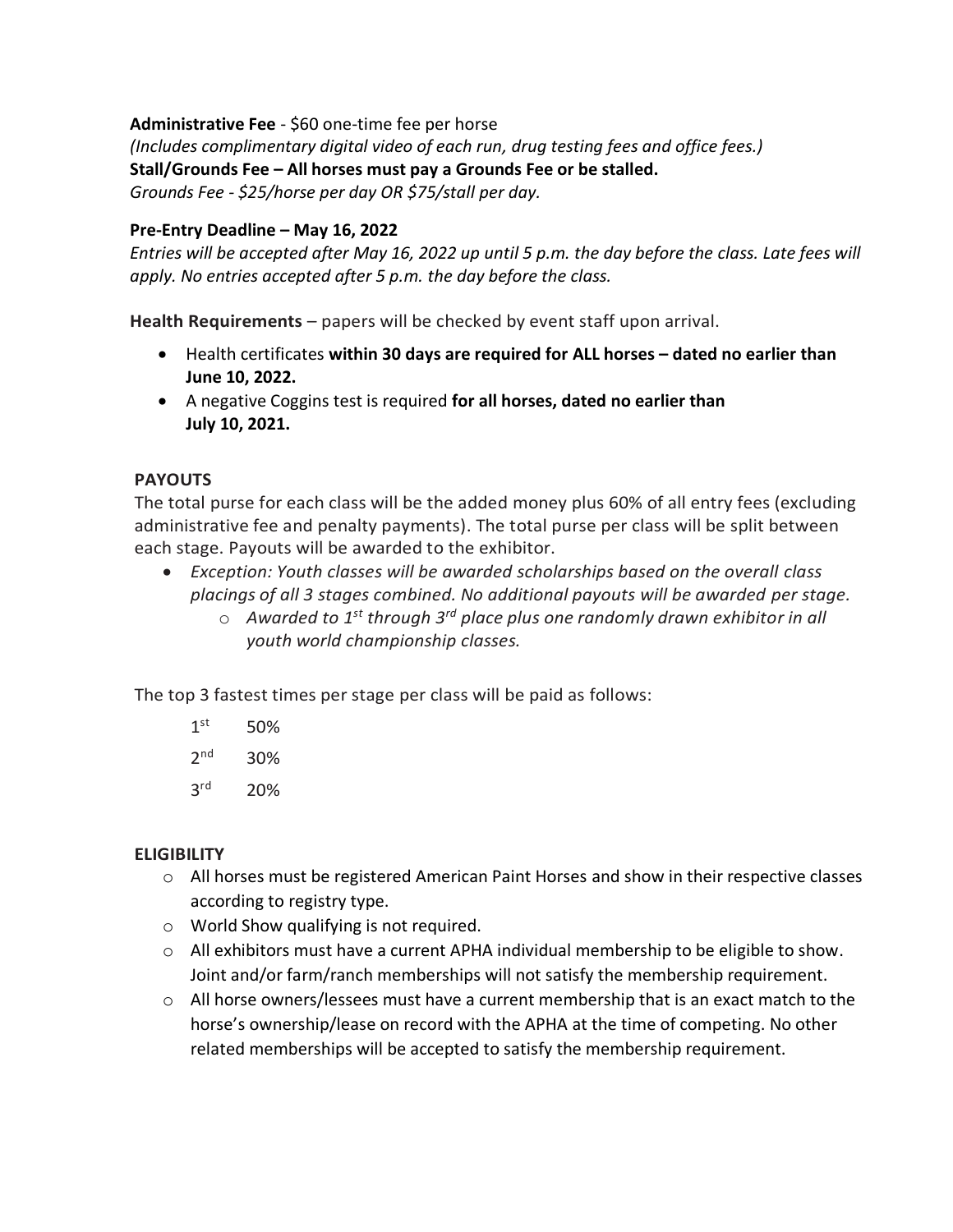**Administrative Fee** - $60 one-time fee per horse
*(Includes complimentary digital video of each run, drug testing fees and office fees.)*
**Stall/Grounds Fee – All horses must pay a Grounds Fee or be stalled.**
*Grounds Fee - $25/horse per day OR $75/stall per day.*

**Pre-Entry Deadline – May 16, 2022**
*Entries will be accepted after May 16, 2022 up until 5 p.m. the day before the class. Late fees will apply. No entries accepted after 5 p.m. the day before the class.*

**Health Requirements** – papers will be checked by event staff upon arrival.

- Health certificates **within 30 days are required for ALL horses – dated no earlier than June 10, 2022.**
- A negative Coggins test is required **for all horses, dated no earlier than July 10, 2021.**

**PAYOUTS**

The total purse for each class will be the added money plus 60% of all entry fees (excluding administrative fee and penalty payments). The total purse per class will be split between each stage. Payouts will be awarded to the exhibitor.

- *Exception: Youth classes will be awarded scholarships based on the overall class placings of all 3 stages combined. No additional payouts will be awarded per stage.*
  - *Awarded to 1st through 3rd place plus one randomly drawn exhibitor in all youth world championship classes.*

The top 3 fastest times per stage per class will be paid as follows:

| | |
|---|---|
| 1st | 50% |
| 2nd | 30% |
| 3rd | 20% |

**ELIGIBILITY**

- All horses must be registered American Paint Horses and show in their respective classes according to registry type.
- World Show qualifying is not required.
- All exhibitors must have a current APHA individual membership to be eligible to show. Joint and/or farm/ranch memberships will not satisfy the membership requirement.
- All horse owners/lessees must have a current membership that is an exact match to the horse's ownership/lease on record with the APHA at the time of competing. No other related memberships will be accepted to satisfy the membership requirement.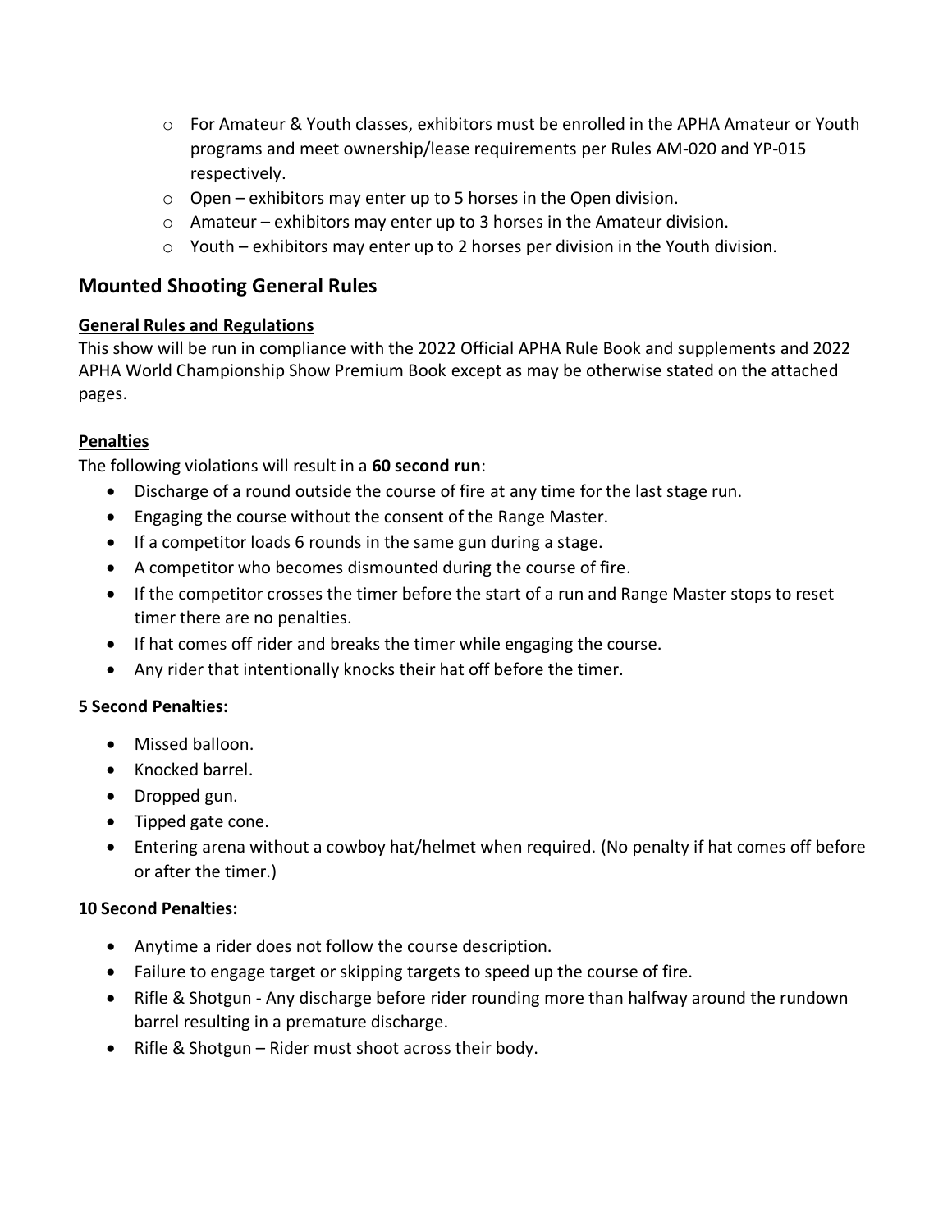- For Amateur & Youth classes, exhibitors must be enrolled in the APHA Amateur or Youth programs and meet ownership/lease requirements per Rules AM-020 and YP-015 respectively.
- Open – exhibitors may enter up to 5 horses in the Open division.
- Amateur – exhibitors may enter up to 3 horses in the Amateur division.
- Youth – exhibitors may enter up to 2 horses per division in the Youth division.

## Mounted Shooting General Rules

**General Rules and Regulations**

This show will be run in compliance with the 2022 Official APHA Rule Book and supplements and 2022 APHA World Championship Show Premium Book except as may be otherwise stated on the attached pages.

**Penalties**

The following violations will result in a **60 second run**:

- Discharge of a round outside the course of fire at any time for the last stage run.
- Engaging the course without the consent of the Range Master.
- If a competitor loads 6 rounds in the same gun during a stage.
- A competitor who becomes dismounted during the course of fire.
- If the competitor crosses the timer before the start of a run and Range Master stops to reset timer there are no penalties.
- If hat comes off rider and breaks the timer while engaging the course.
- Any rider that intentionally knocks their hat off before the timer.

**5 Second Penalties:**

- Missed balloon.
- Knocked barrel.
- Dropped gun.
- Tipped gate cone.
- Entering arena without a cowboy hat/helmet when required. (No penalty if hat comes off before or after the timer.)

**10 Second Penalties:**

- Anytime a rider does not follow the course description.
- Failure to engage target or skipping targets to speed up the course of fire.
- Rifle & Shotgun - Any discharge before rider rounding more than halfway around the rundown barrel resulting in a premature discharge.
- Rifle & Shotgun – Rider must shoot across their body.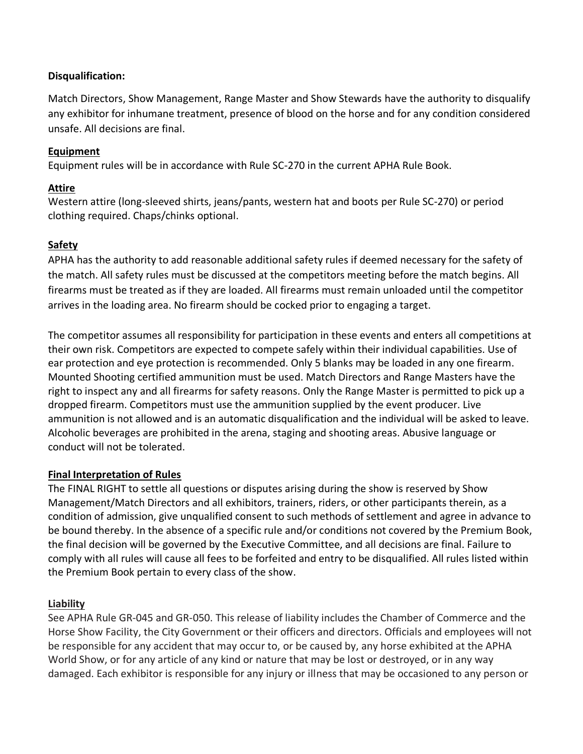**Disqualification:**

Match Directors, Show Management, Range Master and Show Stewards have the authority to disqualify any exhibitor for inhumane treatment, presence of blood on the horse and for any condition considered unsafe. All decisions are final.

**Equipment**

Equipment rules will be in accordance with Rule SC-270 in the current APHA Rule Book.

**Attire**

Western attire (long-sleeved shirts, jeans/pants, western hat and boots per Rule SC-270) or period clothing required. Chaps/chinks optional.

**Safety**

APHA has the authority to add reasonable additional safety rules if deemed necessary for the safety of the match. All safety rules must be discussed at the competitors meeting before the match begins. All firearms must be treated as if they are loaded. All firearms must remain unloaded until the competitor arrives in the loading area. No firearm should be cocked prior to engaging a target.

The competitor assumes all responsibility for participation in these events and enters all competitions at their own risk. Competitors are expected to compete safely within their individual capabilities. Use of ear protection and eye protection is recommended. Only 5 blanks may be loaded in any one firearm. Mounted Shooting certified ammunition must be used. Match Directors and Range Masters have the right to inspect any and all firearms for safety reasons. Only the Range Master is permitted to pick up a dropped firearm. Competitors must use the ammunition supplied by the event producer. Live ammunition is not allowed and is an automatic disqualification and the individual will be asked to leave. Alcoholic beverages are prohibited in the arena, staging and shooting areas. Abusive language or conduct will not be tolerated.

**Final Interpretation of Rules**

The FINAL RIGHT to settle all questions or disputes arising during the show is reserved by Show Management/Match Directors and all exhibitors, trainers, riders, or other participants therein, as a condition of admission, give unqualified consent to such methods of settlement and agree in advance to be bound thereby. In the absence of a specific rule and/or conditions not covered by the Premium Book, the final decision will be governed by the Executive Committee, and all decisions are final. Failure to comply with all rules will cause all fees to be forfeited and entry to be disqualified. All rules listed within the Premium Book pertain to every class of the show.

**Liability**

See APHA Rule GR-045 and GR-050. This release of liability includes the Chamber of Commerce and the Horse Show Facility, the City Government or their officers and directors. Officials and employees will not be responsible for any accident that may occur to, or be caused by, any horse exhibited at the APHA World Show, or for any article of any kind or nature that may be lost or destroyed, or in any way damaged. Each exhibitor is responsible for any injury or illness that may be occasioned to any person or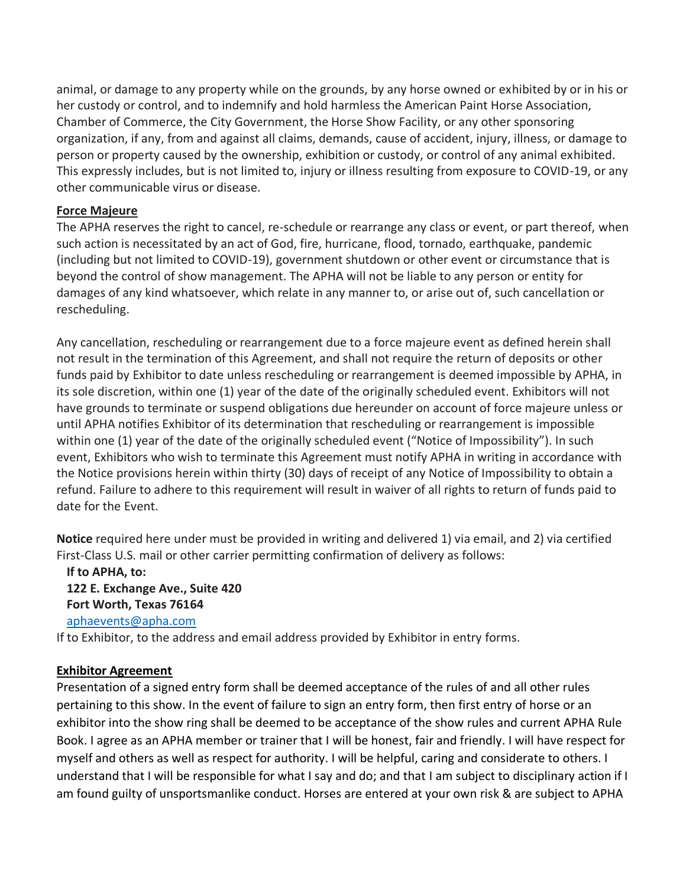animal, or damage to any property while on the grounds, by any horse owned or exhibited by or in his or her custody or control, and to indemnify and hold harmless the American Paint Horse Association, Chamber of Commerce, the City Government, the Horse Show Facility, or any other sponsoring organization, if any, from and against all claims, demands, cause of accident, injury, illness, or damage to person or property caused by the ownership, exhibition or custody, or control of any animal exhibited. This expressly includes, but is not limited to, injury or illness resulting from exposure to COVID-19, or any other communicable virus or disease.

**Force Majeure**

The APHA reserves the right to cancel, re-schedule or rearrange any class or event, or part thereof, when such action is necessitated by an act of God, fire, hurricane, flood, tornado, earthquake, pandemic (including but not limited to COVID-19), government shutdown or other event or circumstance that is beyond the control of show management. The APHA will not be liable to any person or entity for damages of any kind whatsoever, which relate in any manner to, or arise out of, such cancellation or rescheduling.

Any cancellation, rescheduling or rearrangement due to a force majeure event as defined herein shall not result in the termination of this Agreement, and shall not require the return of deposits or other funds paid by Exhibitor to date unless rescheduling or rearrangement is deemed impossible by APHA, in its sole discretion, within one (1) year of the date of the originally scheduled event. Exhibitors will not have grounds to terminate or suspend obligations due hereunder on account of force majeure unless or until APHA notifies Exhibitor of its determination that rescheduling or rearrangement is impossible within one (1) year of the date of the originally scheduled event ("Notice of Impossibility"). In such event, Exhibitors who wish to terminate this Agreement must notify APHA in writing in accordance with the Notice provisions herein within thirty (30) days of receipt of any Notice of Impossibility to obtain a refund. Failure to adhere to this requirement will result in waiver of all rights to return of funds paid to date for the Event.

**Notice** required here under must be provided in writing and delivered 1) via email, and 2) via certified First-Class U.S. mail or other carrier permitting confirmation of delivery as follows:

**If to APHA, to:**
**122 E. Exchange Ave., Suite 420**
**Fort Worth, Texas 76164**
aphaevents@apha.com

If to Exhibitor, to the address and email address provided by Exhibitor in entry forms.

**Exhibitor Agreement**

Presentation of a signed entry form shall be deemed acceptance of the rules of and all other rules pertaining to this show. In the event of failure to sign an entry form, then first entry of horse or an exhibitor into the show ring shall be deemed to be acceptance of the show rules and current APHA Rule Book. I agree as an APHA member or trainer that I will be honest, fair and friendly. I will have respect for myself and others as well as respect for authority. I will be helpful, caring and considerate to others. I understand that I will be responsible for what I say and do; and that I am subject to disciplinary action if I am found guilty of unsportsmanlike conduct. Horses are entered at your own risk & are subject to APHA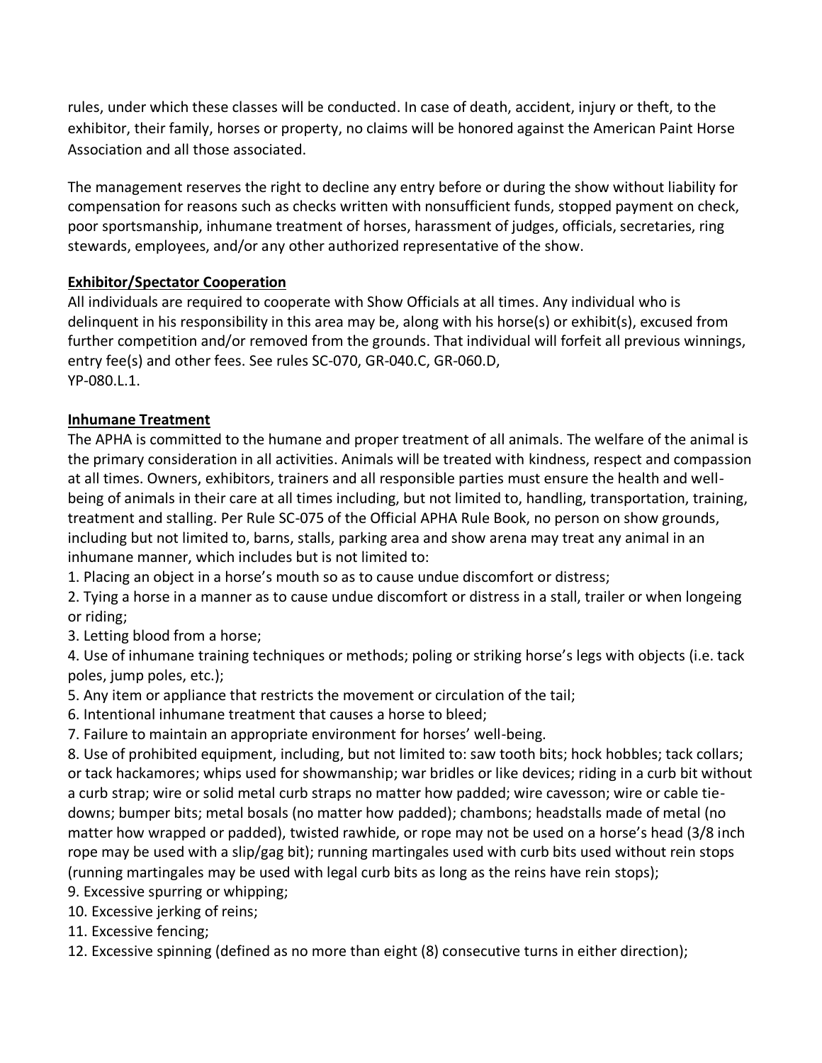rules, under which these classes will be conducted. In case of death, accident, injury or theft, to the exhibitor, their family, horses or property, no claims will be honored against the American Paint Horse Association and all those associated.

The management reserves the right to decline any entry before or during the show without liability for compensation for reasons such as checks written with nonsufficient funds, stopped payment on check, poor sportsmanship, inhumane treatment of horses, harassment of judges, officials, secretaries, ring stewards, employees, and/or any other authorized representative of the show.

**Exhibitor/Spectator Cooperation**

All individuals are required to cooperate with Show Officials at all times. Any individual who is delinquent in his responsibility in this area may be, along with his horse(s) or exhibit(s), excused from further competition and/or removed from the grounds. That individual will forfeit all previous winnings, entry fee(s) and other fees. See rules SC-070, GR-040.C, GR-060.D, YP-080.L.1.

**Inhumane Treatment**

The APHA is committed to the humane and proper treatment of all animals. The welfare of the animal is the primary consideration in all activities. Animals will be treated with kindness, respect and compassion at all times. Owners, exhibitors, trainers and all responsible parties must ensure the health and well-being of animals in their care at all times including, but not limited to, handling, transportation, training, treatment and stalling. Per Rule SC-075 of the Official APHA Rule Book, no person on show grounds, including but not limited to, barns, stalls, parking area and show arena may treat any animal in an inhumane manner, which includes but is not limited to:

1. Placing an object in a horse's mouth so as to cause undue discomfort or distress;
2. Tying a horse in a manner as to cause undue discomfort or distress in a stall, trailer or when longeing or riding;
3. Letting blood from a horse;
4. Use of inhumane training techniques or methods; poling or striking horse's legs with objects (i.e. tack poles, jump poles, etc.);
5. Any item or appliance that restricts the movement or circulation of the tail;
6. Intentional inhumane treatment that causes a horse to bleed;
7. Failure to maintain an appropriate environment for horses' well-being.
8. Use of prohibited equipment, including, but not limited to: saw tooth bits; hock hobbles; tack collars; or tack hackamores; whips used for showmanship; war bridles or like devices; riding in a curb bit without a curb strap; wire or solid metal curb straps no matter how padded; wire cavesson; wire or cable tie-downs; bumper bits; metal bosals (no matter how padded); chambons; headstalls made of metal (no matter how wrapped or padded), twisted rawhide, or rope may not be used on a horse's head (3/8 inch rope may be used with a slip/gag bit); running martingales used with curb bits used without rein stops (running martingales may be used with legal curb bits as long as the reins have rein stops);
9. Excessive spurring or whipping;
10. Excessive jerking of reins;
11. Excessive fencing;
12. Excessive spinning (defined as no more than eight (8) consecutive turns in either direction);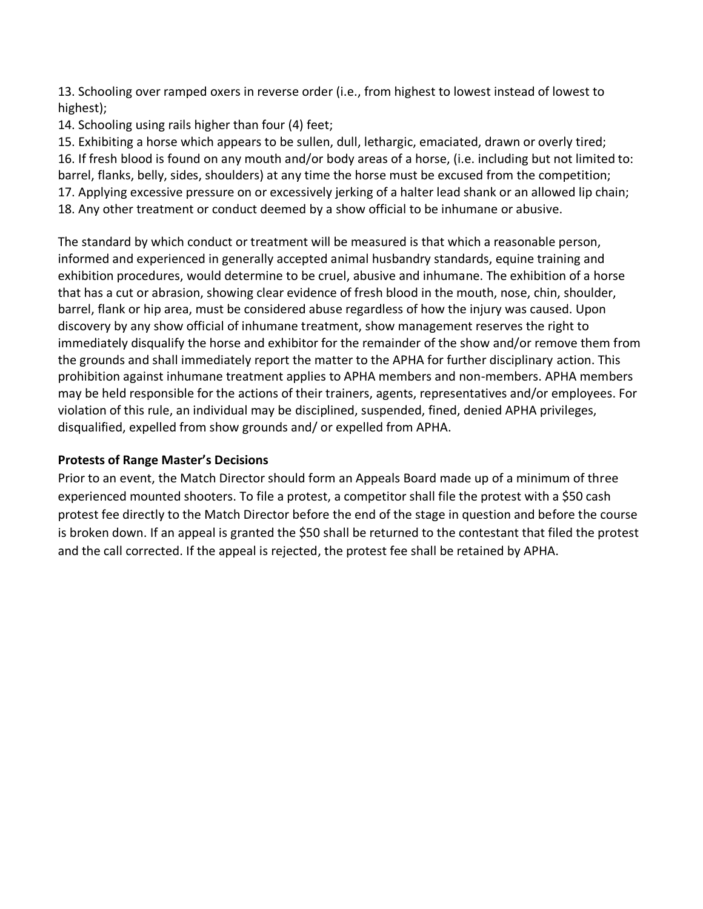13. Schooling over ramped oxers in reverse order (i.e., from highest to lowest instead of lowest to highest);
14. Schooling using rails higher than four (4) feet;
15. Exhibiting a horse which appears to be sullen, dull, lethargic, emaciated, drawn or overly tired;
16. If fresh blood is found on any mouth and/or body areas of a horse, (i.e. including but not limited to: barrel, flanks, belly, sides, shoulders) at any time the horse must be excused from the competition;
17. Applying excessive pressure on or excessively jerking of a halter lead shank or an allowed lip chain;
18. Any other treatment or conduct deemed by a show official to be inhumane or abusive.

The standard by which conduct or treatment will be measured is that which a reasonable person, informed and experienced in generally accepted animal husbandry standards, equine training and exhibition procedures, would determine to be cruel, abusive and inhumane. The exhibition of a horse that has a cut or abrasion, showing clear evidence of fresh blood in the mouth, nose, chin, shoulder, barrel, flank or hip area, must be considered abuse regardless of how the injury was caused. Upon discovery by any show official of inhumane treatment, show management reserves the right to immediately disqualify the horse and exhibitor for the remainder of the show and/or remove them from the grounds and shall immediately report the matter to the APHA for further disciplinary action. This prohibition against inhumane treatment applies to APHA members and non-members. APHA members may be held responsible for the actions of their trainers, agents, representatives and/or employees. For violation of this rule, an individual may be disciplined, suspended, fined, denied APHA privileges, disqualified, expelled from show grounds and/ or expelled from APHA.

**Protests of Range Master's Decisions**

Prior to an event, the Match Director should form an Appeals Board made up of a minimum of three experienced mounted shooters. To file a protest, a competitor shall file the protest with a $50 cash protest fee directly to the Match Director before the end of the stage in question and before the course is broken down. If an appeal is granted the $50 shall be returned to the contestant that filed the protest and the call corrected. If the appeal is rejected, the protest fee shall be retained by APHA.